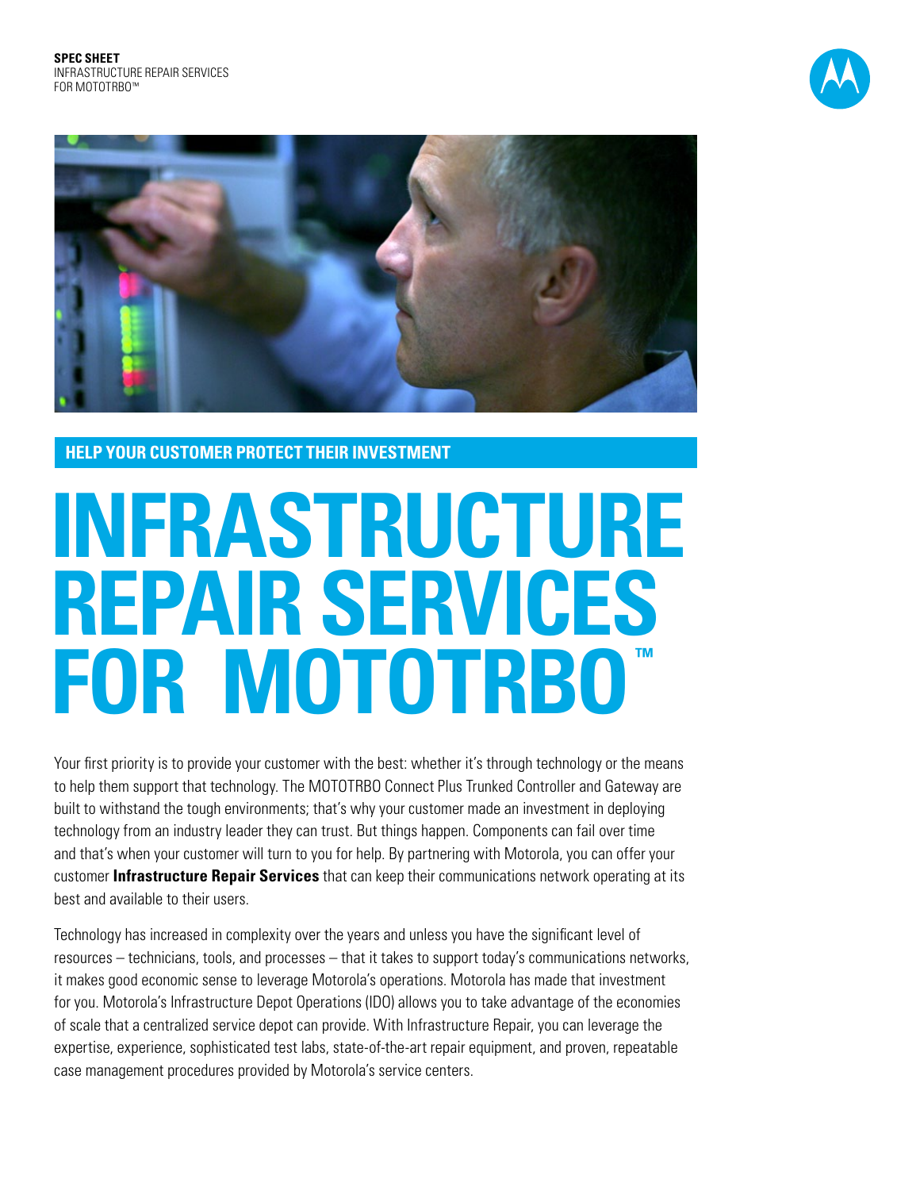**SPEC SHEET**
INFRASTRUCTURE REPAIR SERVICES
FOR MOTOTRBO™

## HELP YOUR CUSTOMER PROTECT THEIR INVESTMENT

# INFRASTRUCTURE REPAIR SERVICES FOR MOTOTRBO™

Your first priority is to provide your customer with the best: whether it's through technology or the means to help them support that technology. The MOTOTRBO Connect Plus Trunked Controller and Gateway are built to withstand the tough environments; that's why your customer made an investment in deploying technology from an industry leader they can trust. But things happen. Components can fail over time and that's when your customer will turn to you for help. By partnering with Motorola, you can offer your customer **Infrastructure Repair Services** that can keep their communications network operating at its best and available to their users.

Technology has increased in complexity over the years and unless you have the significant level of resources – technicians, tools, and processes – that it takes to support today's communications networks, it makes good economic sense to leverage Motorola's operations. Motorola has made that investment for you. Motorola's Infrastructure Depot Operations (IDO) allows you to take advantage of the economies of scale that a centralized service depot can provide. With Infrastructure Repair, you can leverage the expertise, experience, sophisticated test labs, state-of-the-art repair equipment, and proven, repeatable case management procedures provided by Motorola's service centers.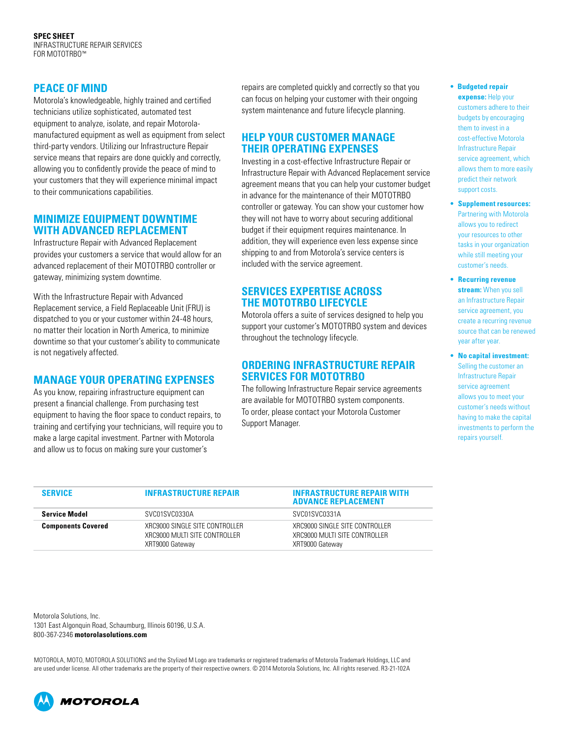**SPEC SHEET**
INFRASTRUCTURE REPAIR SERVICES
FOR MOTOTRBO™

## PEACE OF MIND

Motorola's knowledgeable, highly trained and certified technicians utilize sophisticated, automated test equipment to analyze, isolate, and repair Motorola-manufactured equipment as well as equipment from select third-party vendors. Utilizing our Infrastructure Repair service means that repairs are done quickly and correctly, allowing you to confidently provide the peace of mind to your customers that they will experience minimal impact to their communications capabilities.

## MINIMIZE EQUIPMENT DOWNTIME WITH ADVANCED REPLACEMENT

Infrastructure Repair with Advanced Replacement provides your customers a service that would allow for an advanced replacement of their MOTOTRBO controller or gateway, minimizing system downtime.

With the Infrastructure Repair with Advanced Replacement service, a Field Replaceable Unit (FRU) is dispatched to you or your customer within 24-48 hours, no matter their location in North America, to minimize downtime so that your customer's ability to communicate is not negatively affected.

## MANAGE YOUR OPERATING EXPENSES

As you know, repairing infrastructure equipment can present a financial challenge. From purchasing test equipment to having the floor space to conduct repairs, to training and certifying your technicians, will require you to make a large capital investment. Partner with Motorola and allow us to focus on making sure your customer's repairs are completed quickly and correctly so that you can focus on helping your customer with their ongoing system maintenance and future lifecycle planning.

## HELP YOUR CUSTOMER MANAGE THEIR OPERATING EXPENSES

Investing in a cost-effective Infrastructure Repair or Infrastructure Repair with Advanced Replacement service agreement means that you can help your customer budget in advance for the maintenance of their MOTOTRBO controller or gateway. You can show your customer how they will not have to worry about securing additional budget if their equipment requires maintenance. In addition, they will experience even less expense since shipping to and from Motorola's service centers is included with the service agreement.

## SERVICES EXPERTISE ACROSS THE MOTOTRBO LIFECYCLE

Motorola offers a suite of services designed to help you support your customer's MOTOTRBO system and devices throughout the technology lifecycle.

## ORDERING INFRASTRUCTURE REPAIR SERVICES FOR MOTOTRBO

The following Infrastructure Repair service agreements are available for MOTOTRBO system components. To order, please contact your Motorola Customer Support Manager.

- **Budgeted repair expense:** Help your customers adhere to their budgets by encouraging them to invest in a cost-effective Motorola Infrastructure Repair service agreement, which allows them to more easily predict their network support costs.
- **Supplement resources:** Partnering with Motorola allows you to redirect your resources to other tasks in your organization while still meeting your customer's needs.
- **Recurring revenue stream:** When you sell an Infrastructure Repair service agreement, you create a recurring revenue source that can be renewed year after year.
- **No capital investment:** Selling the customer an Infrastructure Repair service agreement allows you to meet your customer's needs without having to make the capital investments to perform the repairs yourself.

| SERVICE | INFRASTRUCTURE REPAIR | INFRASTRUCTURE REPAIR WITH ADVANCE REPLACEMENT |
|---|---|---|
| **Service Model** | SVC01SVC0330A | SVC01SVC0331A |
| **Components Covered** | XRC9000 SINGLE SITE CONTROLLER<br>XRC9000 MULTI SITE CONTROLLER<br>XRT9000 Gateway | XRC9000 SINGLE SITE CONTROLLER<br>XRC9000 MULTI SITE CONTROLLER<br>XRT9000 Gateway |

Motorola Solutions, Inc.
1301 East Algonquin Road, Schaumburg, Illinois 60196, U.S.A.
800-367-2346 **motorolasolutions.com**

MOTOROLA, MOTO, MOTOROLA SOLUTIONS and the Stylized M Logo are trademarks or registered trademarks of Motorola Trademark Holdings, LLC and are used under license. All other trademarks are the property of their respective owners. © 2014 Motorola Solutions, Inc. All rights reserved. R3-21-102A

MOTOROLA